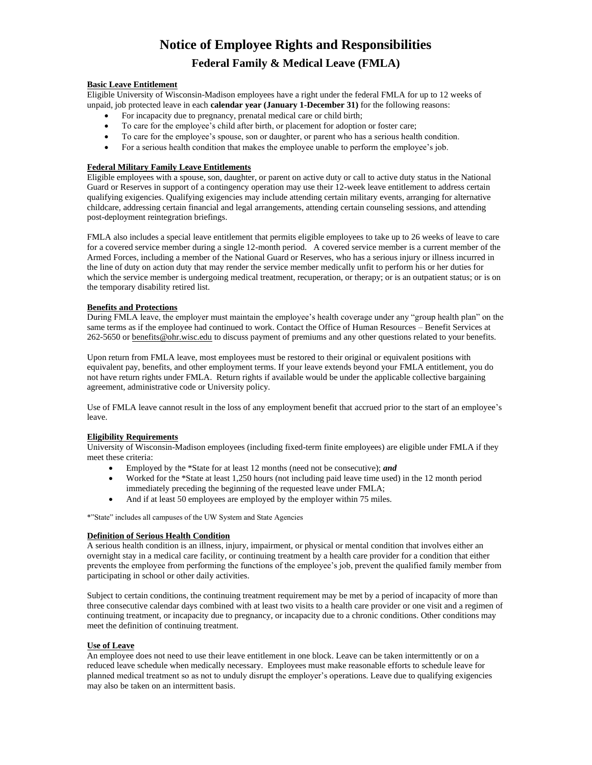# Notice of Employee Rights and Responsibilities

## Federal Family & Medical Leave (FMLA)

**Basic Leave Entitlement**

Eligible University of Wisconsin-Madison employees have a right under the federal FMLA for up to 12 weeks of unpaid, job protected leave in each **calendar year (January 1-December 31)** for the following reasons:

- For incapacity due to pregnancy, prenatal medical care or child birth;
- To care for the employee's child after birth, or placement for adoption or foster care;
- To care for the employee's spouse, son or daughter, or parent who has a serious health condition.
- For a serious health condition that makes the employee unable to perform the employee's job.

**Federal Military Family Leave Entitlements**

Eligible employees with a spouse, son, daughter, or parent on active duty or call to active duty status in the National Guard or Reserves in support of a contingency operation may use their 12-week leave entitlement to address certain qualifying exigencies. Qualifying exigencies may include attending certain military events, arranging for alternative childcare, addressing certain financial and legal arrangements, attending certain counseling sessions, and attending post-deployment reintegration briefings.

FMLA also includes a special leave entitlement that permits eligible employees to take up to 26 weeks of leave to care for a covered service member during a single 12-month period. A covered service member is a current member of the Armed Forces, including a member of the National Guard or Reserves, who has a serious injury or illness incurred in the line of duty on action duty that may render the service member medically unfit to perform his or her duties for which the service member is undergoing medical treatment, recuperation, or therapy; or is an outpatient status; or is on the temporary disability retired list.

**Benefits and Protections**

During FMLA leave, the employer must maintain the employee's health coverage under any "group health plan" on the same terms as if the employee had continued to work. Contact the Office of Human Resources – Benefit Services at 262-5650 or benefits@ohr.wisc.edu to discuss payment of premiums and any other questions related to your benefits.

Upon return from FMLA leave, most employees must be restored to their original or equivalent positions with equivalent pay, benefits, and other employment terms. If your leave extends beyond your FMLA entitlement, you do not have return rights under FMLA. Return rights if available would be under the applicable collective bargaining agreement, administrative code or University policy.

Use of FMLA leave cannot result in the loss of any employment benefit that accrued prior to the start of an employee's leave.

**Eligibility Requirements**

University of Wisconsin-Madison employees (including fixed-term finite employees) are eligible under FMLA if they meet these criteria:

- Employed by the *State for at least 12 months (need not be consecutive); ***and***
- Worked for the *State at least 1,250 hours (not including paid leave time used) in the 12 month period immediately preceding the beginning of the requested leave under FMLA;
- And if at least 50 employees are employed by the employer within 75 miles.

*"State" includes all campuses of the UW System and State Agencies

**Definition of Serious Health Condition**

A serious health condition is an illness, injury, impairment, or physical or mental condition that involves either an overnight stay in a medical care facility, or continuing treatment by a health care provider for a condition that either prevents the employee from performing the functions of the employee's job, prevent the qualified family member from participating in school or other daily activities.

Subject to certain conditions, the continuing treatment requirement may be met by a period of incapacity of more than three consecutive calendar days combined with at least two visits to a health care provider or one visit and a regimen of continuing treatment, or incapacity due to pregnancy, or incapacity due to a chronic conditions. Other conditions may meet the definition of continuing treatment.

**Use of Leave**

An employee does not need to use their leave entitlement in one block. Leave can be taken intermittently or on a reduced leave schedule when medically necessary. Employees must make reasonable efforts to schedule leave for planned medical treatment so as not to unduly disrupt the employer's operations. Leave due to qualifying exigencies may also be taken on an intermittent basis.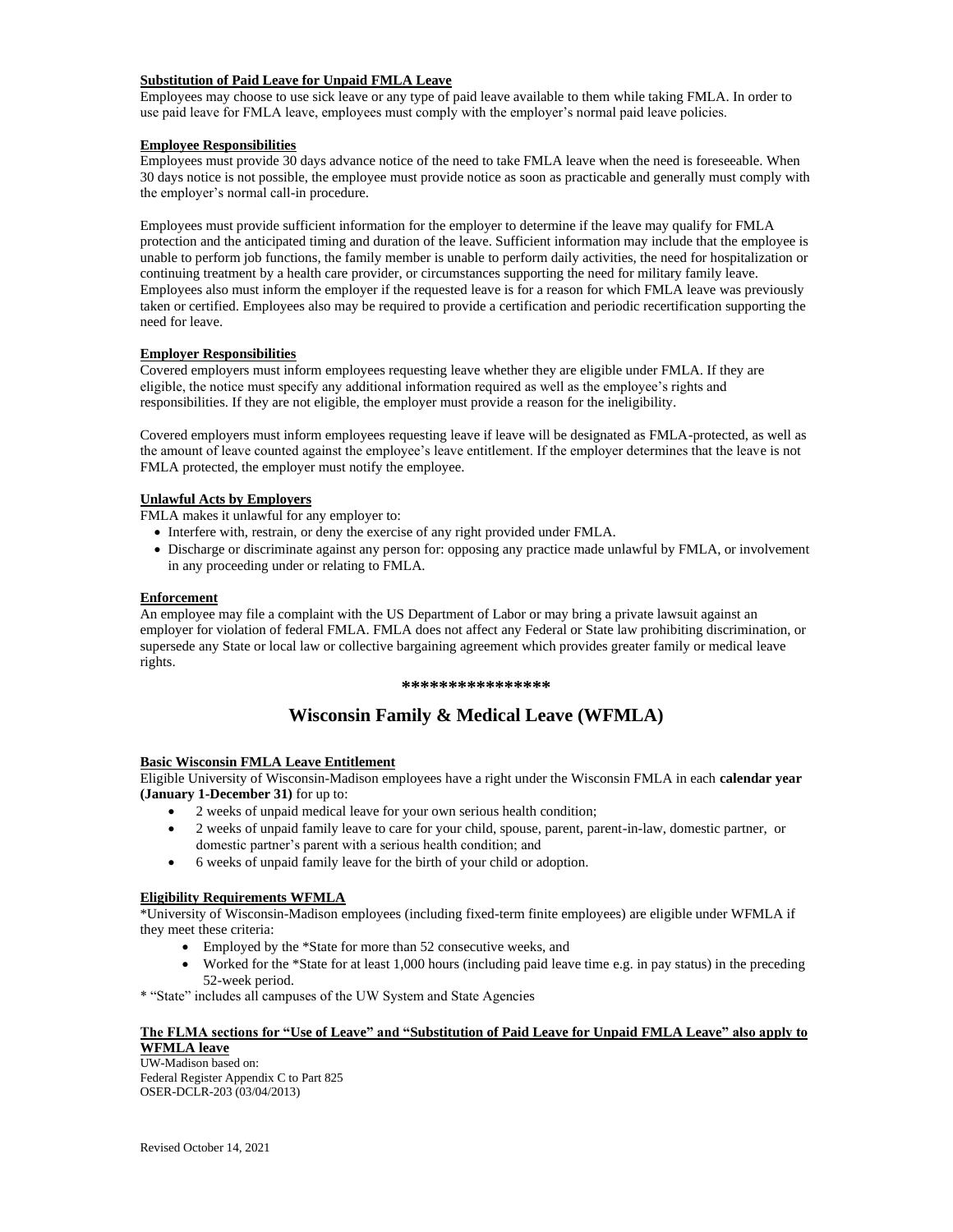**Substitution of Paid Leave for Unpaid FMLA Leave**

Employees may choose to use sick leave or any type of paid leave available to them while taking FMLA. In order to use paid leave for FMLA leave, employees must comply with the employer's normal paid leave policies.

**Employee Responsibilities**

Employees must provide 30 days advance notice of the need to take FMLA leave when the need is foreseeable. When 30 days notice is not possible, the employee must provide notice as soon as practicable and generally must comply with the employer's normal call-in procedure.

Employees must provide sufficient information for the employer to determine if the leave may qualify for FMLA protection and the anticipated timing and duration of the leave. Sufficient information may include that the employee is unable to perform job functions, the family member is unable to perform daily activities, the need for hospitalization or continuing treatment by a health care provider, or circumstances supporting the need for military family leave. Employees also must inform the employer if the requested leave is for a reason for which FMLA leave was previously taken or certified. Employees also may be required to provide a certification and periodic recertification supporting the need for leave.

**Employer Responsibilities**

Covered employers must inform employees requesting leave whether they are eligible under FMLA. If they are eligible, the notice must specify any additional information required as well as the employee's rights and responsibilities. If they are not eligible, the employer must provide a reason for the ineligibility.

Covered employers must inform employees requesting leave if leave will be designated as FMLA-protected, as well as the amount of leave counted against the employee's leave entitlement. If the employer determines that the leave is not FMLA protected, the employer must notify the employee.

**Unlawful Acts by Employers**

FMLA makes it unlawful for any employer to:

- Interfere with, restrain, or deny the exercise of any right provided under FMLA.
- Discharge or discriminate against any person for: opposing any practice made unlawful by FMLA, or involvement in any proceeding under or relating to FMLA.

**Enforcement**

An employee may file a complaint with the US Department of Labor or may bring a private lawsuit against an employer for violation of federal FMLA. FMLA does not affect any Federal or State law prohibiting discrimination, or supersede any State or local law or collective bargaining agreement which provides greater family or medical leave rights.

****************

# Wisconsin Family & Medical Leave (WFMLA)

**Basic Wisconsin FMLA Leave Entitlement**

Eligible University of Wisconsin-Madison employees have a right under the Wisconsin FMLA in each **calendar year (January 1-December 31)** for up to:

- 2 weeks of unpaid medical leave for your own serious health condition;
- 2 weeks of unpaid family leave to care for your child, spouse, parent, parent-in-law, domestic partner, or domestic partner's parent with a serious health condition; and
- 6 weeks of unpaid family leave for the birth of your child or adoption.

**Eligibility Requirements WFMLA**

*University of Wisconsin-Madison employees (including fixed-term finite employees) are eligible under WFMLA if they meet these criteria:

- Employed by the *State for more than 52 consecutive weeks, and
- Worked for the *State for at least 1,000 hours (including paid leave time e.g. in pay status) in the preceding 52-week period.

* "State" includes all campuses of the UW System and State Agencies

**The FLMA sections for "Use of Leave" and "Substitution of Paid Leave for Unpaid FMLA Leave" also apply to WFMLA leave**

UW-Madison based on:
Federal Register Appendix C to Part 825
OSER-DCLR-203 (03/04/2013)

Revised October 14, 2021